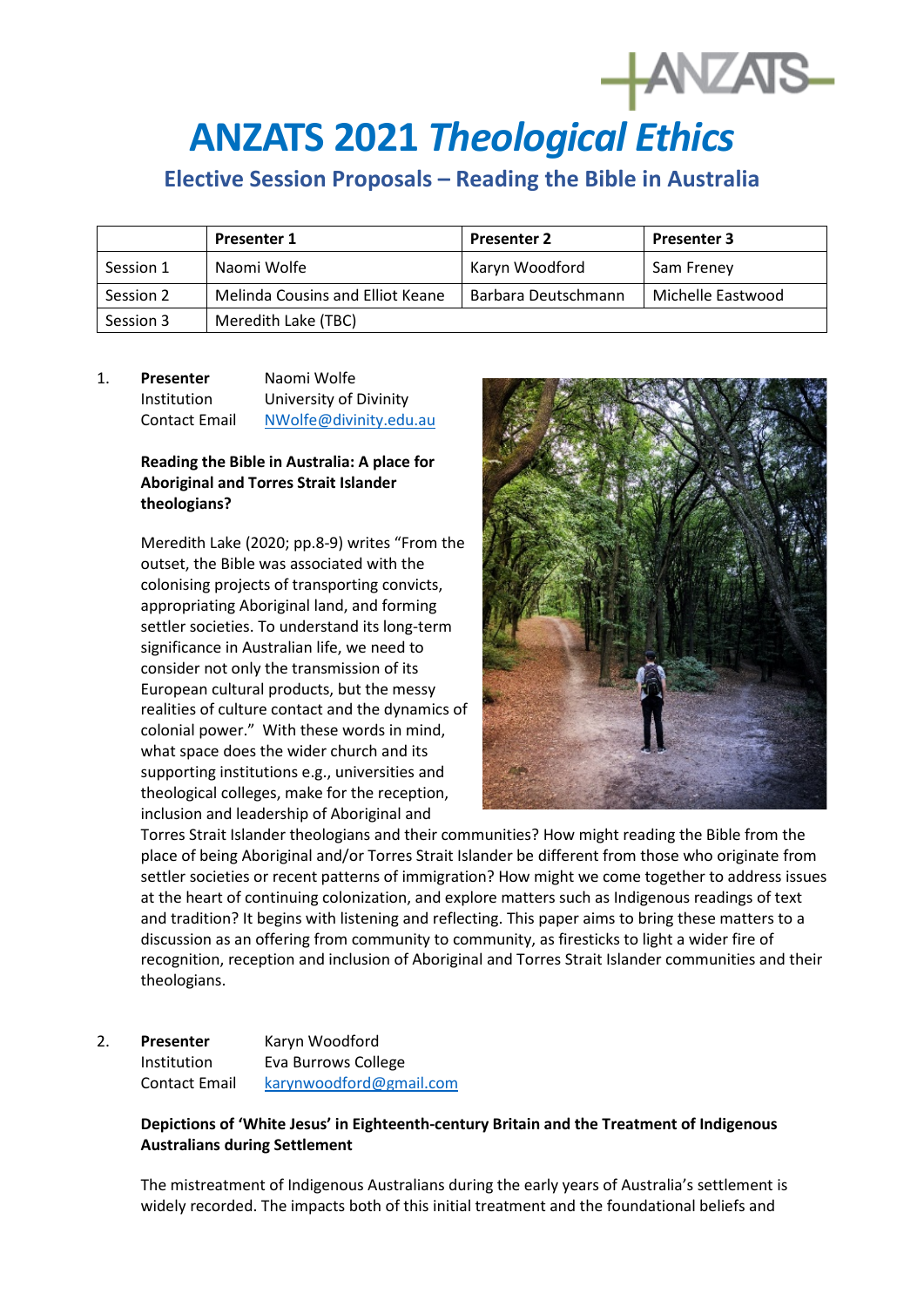# ANZATS 2021 *Theological Ethics*

## Elective Session Proposals – Reading the Bible in Australia

| | Presenter 1 | Presenter 2 | Presenter 3 |
|---|---|---|---|
| Session 1 | Naomi Wolfe | Karyn Woodford | Sam Freney |
| Session 2 | Melinda Cousins and Elliot Keane | Barbara Deutschmann | Michelle Eastwood |
| Session 3 | Meredith Lake (TBC) | | |

1. **Presenter** Naomi Wolfe
   Institution University of Divinity
   Contact Email NWolfe@divinity.edu.au

   **Reading the Bible in Australia: A place for Aboriginal and Torres Strait Islander theologians?**

   Meredith Lake (2020; pp.8-9) writes "From the outset, the Bible was associated with the colonising projects of transporting convicts, appropriating Aboriginal land, and forming settler societies. To understand its long-term significance in Australian life, we need to consider not only the transmission of its European cultural products, but the messy realities of culture contact and the dynamics of colonial power." With these words in mind, what space does the wider church and its supporting institutions e.g., universities and theological colleges, make for the reception, inclusion and leadership of Aboriginal and Torres Strait Islander theologians and their communities? How might reading the Bible from the place of being Aboriginal and/or Torres Strait Islander be different from those who originate from settler societies or recent patterns of immigration? How might we come together to address issues at the heart of continuing colonization, and explore matters such as Indigenous readings of text and tradition? It begins with listening and reflecting. This paper aims to bring these matters to a discussion as an offering from community to community, as firesticks to light a wider fire of recognition, reception and inclusion of Aboriginal and Torres Strait Islander communities and their theologians.

2. **Presenter** Karyn Woodford
   Institution Eva Burrows College
   Contact Email karynwoodford@gmail.com

   **Depictions of 'White Jesus' in Eighteenth-century Britain and the Treatment of Indigenous Australians during Settlement**

   The mistreatment of Indigenous Australians during the early years of Australia's settlement is widely recorded. The impacts both of this initial treatment and the foundational beliefs and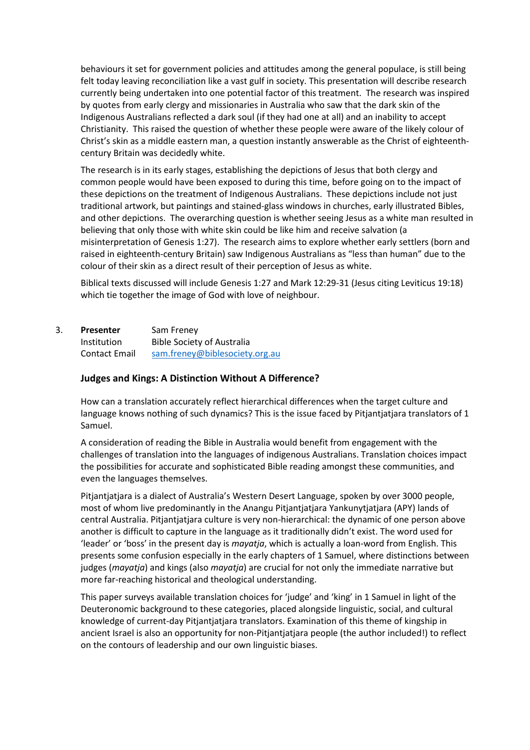behaviours it set for government policies and attitudes among the general populace, is still being felt today leaving reconciliation like a vast gulf in society. This presentation will describe research currently being undertaken into one potential factor of this treatment. The research was inspired by quotes from early clergy and missionaries in Australia who saw that the dark skin of the Indigenous Australians reflected a dark soul (if they had one at all) and an inability to accept Christianity. This raised the question of whether these people were aware of the likely colour of Christ's skin as a middle eastern man, a question instantly answerable as the Christ of eighteenth-century Britain was decidedly white.

The research is in its early stages, establishing the depictions of Jesus that both clergy and common people would have been exposed to during this time, before going on to the impact of these depictions on the treatment of Indigenous Australians. These depictions include not just traditional artwork, but paintings and stained-glass windows in churches, early illustrated Bibles, and other depictions. The overarching question is whether seeing Jesus as a white man resulted in believing that only those with white skin could be like him and receive salvation (a misinterpretation of Genesis 1:27). The research aims to explore whether early settlers (born and raised in eighteenth-century Britain) saw Indigenous Australians as "less than human" due to the colour of their skin as a direct result of their perception of Jesus as white.

Biblical texts discussed will include Genesis 1:27 and Mark 12:29-31 (Jesus citing Leviticus 19:18) which tie together the image of God with love of neighbour.

3. **Presenter** Sam Freney
   Institution Bible Society of Australia
   Contact Email sam.freney@biblesociety.org.au

### Judges and Kings: A Distinction Without A Difference?

How can a translation accurately reflect hierarchical differences when the target culture and language knows nothing of such dynamics? This is the issue faced by Pitjantjatjara translators of 1 Samuel.

A consideration of reading the Bible in Australia would benefit from engagement with the challenges of translation into the languages of indigenous Australians. Translation choices impact the possibilities for accurate and sophisticated Bible reading amongst these communities, and even the languages themselves.

Pitjantjatjara is a dialect of Australia's Western Desert Language, spoken by over 3000 people, most of whom live predominantly in the Anangu Pitjantjatjara Yankunytjatjara (APY) lands of central Australia. Pitjantjatjara culture is very non-hierarchical: the dynamic of one person above another is difficult to capture in the language as it traditionally didn't exist. The word used for 'leader' or 'boss' in the present day is *mayatja*, which is actually a loan-word from English. This presents some confusion especially in the early chapters of 1 Samuel, where distinctions between judges (*mayatja*) and kings (also *mayatja*) are crucial for not only the immediate narrative but more far-reaching historical and theological understanding.

This paper surveys available translation choices for 'judge' and 'king' in 1 Samuel in light of the Deuteronomic background to these categories, placed alongside linguistic, social, and cultural knowledge of current-day Pitjantjatjara translators. Examination of this theme of kingship in ancient Israel is also an opportunity for non-Pitjantjatjara people (the author included!) to reflect on the contours of leadership and our own linguistic biases.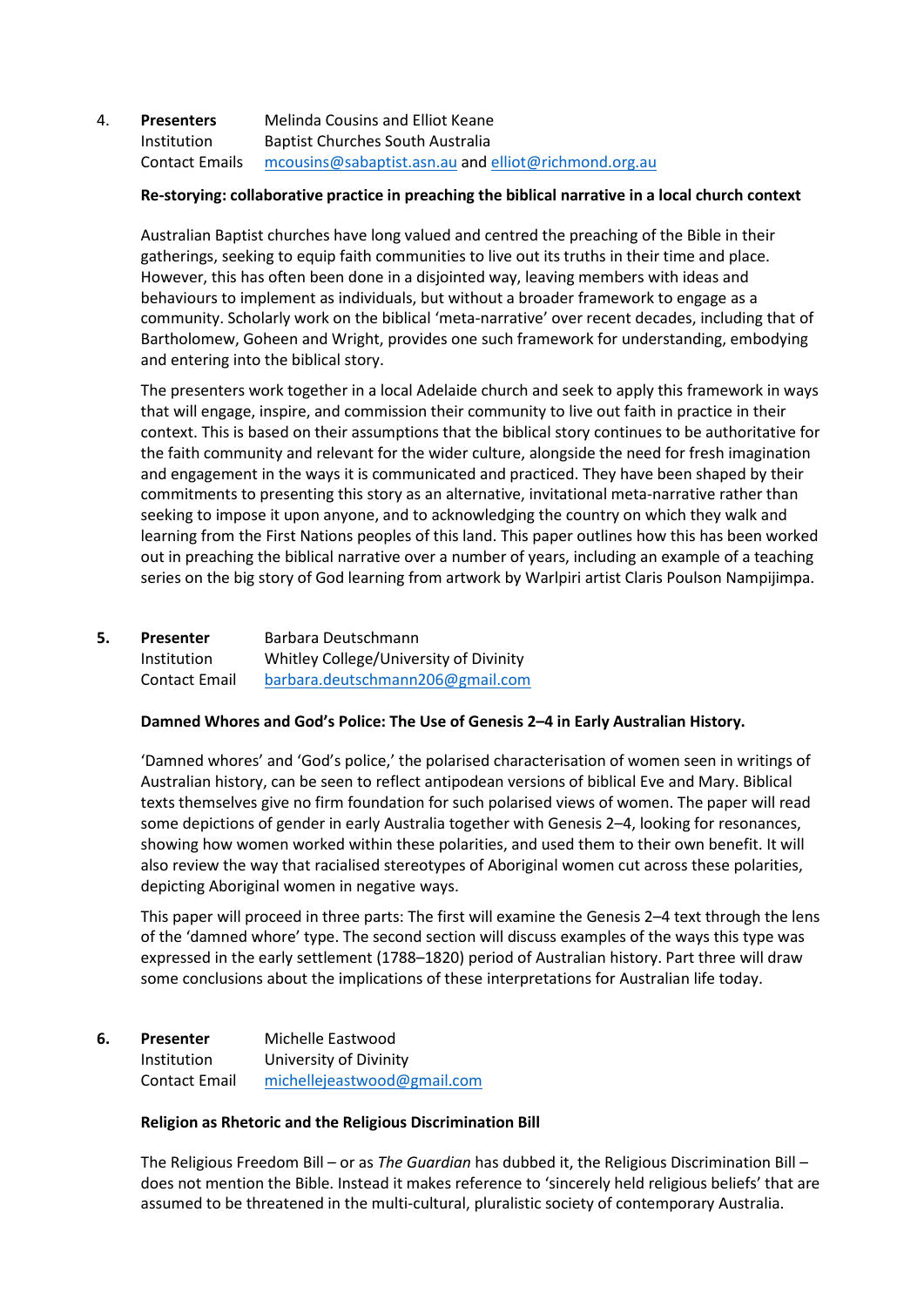4. **Presenters** Melinda Cousins and Elliot Keane
Institution Baptist Churches South Australia
Contact Emails mcousins@sabaptist.asn.au and elliot@richmond.org.au

**Re-storying: collaborative practice in preaching the biblical narrative in a local church context**

Australian Baptist churches have long valued and centred the preaching of the Bible in their gatherings, seeking to equip faith communities to live out its truths in their time and place. However, this has often been done in a disjointed way, leaving members with ideas and behaviours to implement as individuals, but without a broader framework to engage as a community. Scholarly work on the biblical 'meta-narrative' over recent decades, including that of Bartholomew, Goheen and Wright, provides one such framework for understanding, embodying and entering into the biblical story.

The presenters work together in a local Adelaide church and seek to apply this framework in ways that will engage, inspire, and commission their community to live out faith in practice in their context. This is based on their assumptions that the biblical story continues to be authoritative for the faith community and relevant for the wider culture, alongside the need for fresh imagination and engagement in the ways it is communicated and practiced. They have been shaped by their commitments to presenting this story as an alternative, invitational meta-narrative rather than seeking to impose it upon anyone, and to acknowledging the country on which they walk and learning from the First Nations peoples of this land. This paper outlines how this has been worked out in preaching the biblical narrative over a number of years, including an example of a teaching series on the big story of God learning from artwork by Warlpiri artist Claris Poulson Nampijimpa.

**5.** **Presenter** Barbara Deutschmann
Institution Whitley College/University of Divinity
Contact Email barbara.deutschmann206@gmail.com

**Damned Whores and God's Police: The Use of Genesis 2–4 in Early Australian History.**

'Damned whores' and 'God's police,' the polarised characterisation of women seen in writings of Australian history, can be seen to reflect antipodean versions of biblical Eve and Mary. Biblical texts themselves give no firm foundation for such polarised views of women. The paper will read some depictions of gender in early Australia together with Genesis 2–4, looking for resonances, showing how women worked within these polarities, and used them to their own benefit. It will also review the way that racialised stereotypes of Aboriginal women cut across these polarities, depicting Aboriginal women in negative ways.

This paper will proceed in three parts: The first will examine the Genesis 2–4 text through the lens of the 'damned whore' type. The second section will discuss examples of the ways this type was expressed in the early settlement (1788–1820) period of Australian history. Part three will draw some conclusions about the implications of these interpretations for Australian life today.

**6.** **Presenter** Michelle Eastwood
Institution University of Divinity
Contact Email michellejeastwood@gmail.com

**Religion as Rhetoric and the Religious Discrimination Bill**

The Religious Freedom Bill – or as *The Guardian* has dubbed it, the Religious Discrimination Bill – does not mention the Bible. Instead it makes reference to 'sincerely held religious beliefs' that are assumed to be threatened in the multi-cultural, pluralistic society of contemporary Australia.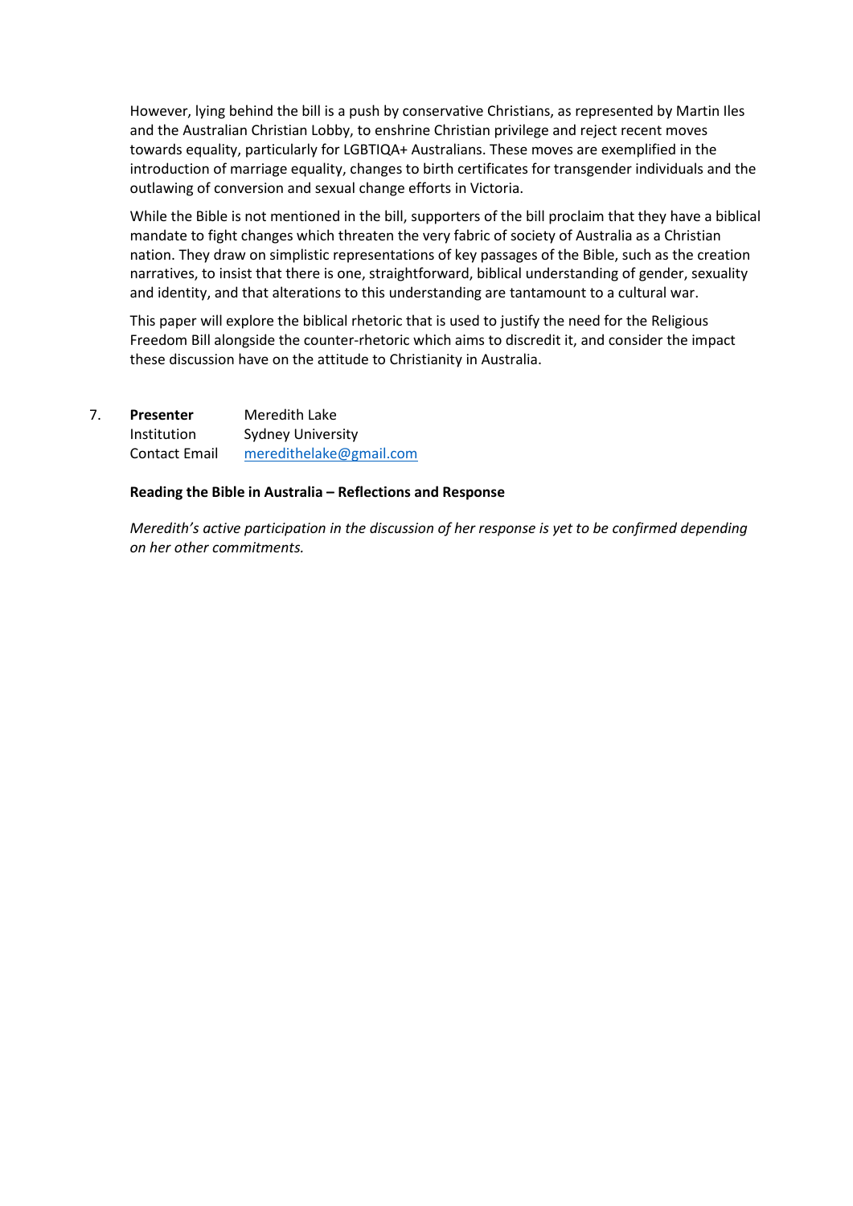However, lying behind the bill is a push by conservative Christians, as represented by Martin Iles and the Australian Christian Lobby, to enshrine Christian privilege and reject recent moves towards equality, particularly for LGBTIQA+ Australians. These moves are exemplified in the introduction of marriage equality, changes to birth certificates for transgender individuals and the outlawing of conversion and sexual change efforts in Victoria.

While the Bible is not mentioned in the bill, supporters of the bill proclaim that they have a biblical mandate to fight changes which threaten the very fabric of society of Australia as a Christian nation. They draw on simplistic representations of key passages of the Bible, such as the creation narratives, to insist that there is one, straightforward, biblical understanding of gender, sexuality and identity, and that alterations to this understanding are tantamount to a cultural war.

This paper will explore the biblical rhetoric that is used to justify the need for the Religious Freedom Bill alongside the counter-rhetoric which aims to discredit it, and consider the impact these discussion have on the attitude to Christianity in Australia.

7. **Presenter** Meredith Lake
   Institution Sydney University
   Contact Email merediithelake@gmail.com

   **Reading the Bible in Australia – Reflections and Response**

   *Meredith's active participation in the discussion of her response is yet to be confirmed depending on her other commitments.*